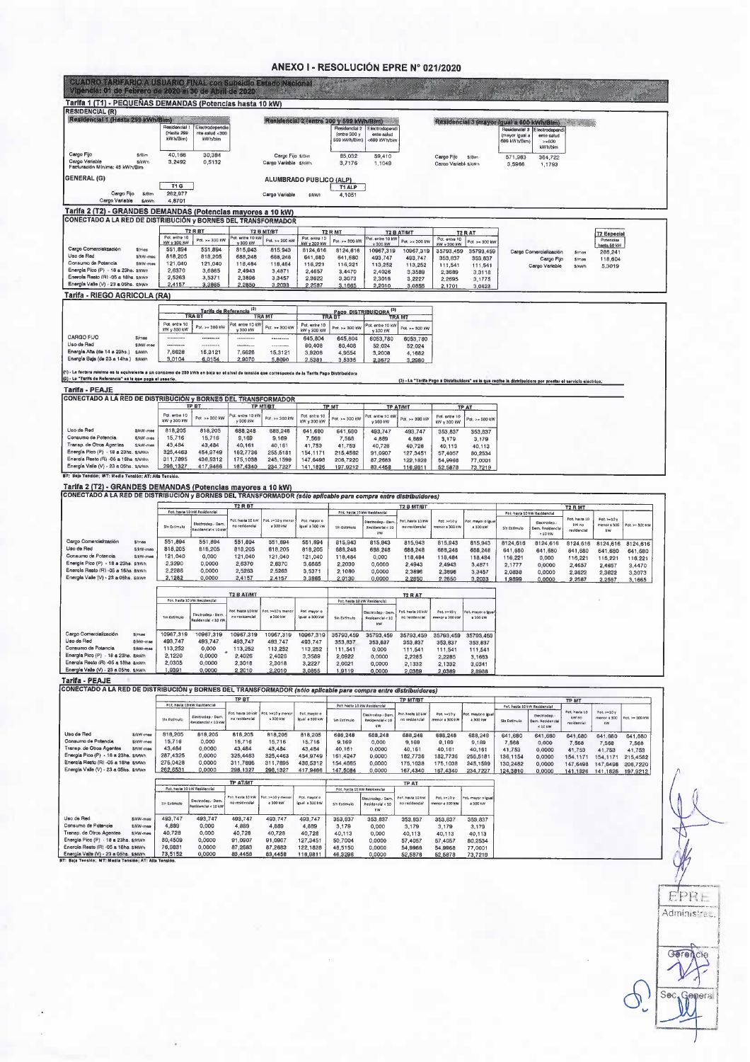# ANEXO I - RESOLUCIÓN EPRE N° 021/2020

**CUADRO TARIFARIO A USUARIO FINAL con Subsidio Estado Nacional**
**Vigencia: 01 de Febrero de 2020 al 30 de Abril de 2020**

## Tarifa 1 (T1) - PEQUEÑAS DEMANDAS (Potencias hasta 10 kW)

### RESIDENCIAL (R)

| Residencial 1 (Hasta 299 kWh/Bim) | | Residencial 1 (Hasta 299 kWh/Bim) | Electrodependiente salud <300 kWh/bim |
|---|---|---|---|
| Cargo Fijo | $/Bim | 40,166 | 30,384 |
| Cargo Variable | $/kWh | 3,2492 | 0,5132 |
| Facturación Mínima: 45 kWh/Bim | | | |

| Residencial 2 (entre 300 y 599 kWh/Bim) | | Residencial 2 (entre 300 y 599 kWh/Bim) | Electrodependiente salud <600 kWh/bim |
|---|---|---|---|
| Cargo Fijo | $/Bim | 85,032 | 59,410 |
| Cargo Variable | $/kWh | 3,7176 | 1,1049 |

| Residencial 3 (mayor igual a 600 kWh/Bim) | | Residencial 3 (mayor igual a 600 kWh/Bim) | Electrodependiente salud >=600 kWh/bim |
|---|---|---|---|
| Cargo Fijo | $/Bim | 571,983 | 364,722 |
| Cargo Variable | $/kWh | 3,5966 | 1,1793 |

### GENERAL (G)

| | | T1 G |
|---|---|---|
| Cargo Fijo | $/Bim | 262,977 |
| Cargo Variable | $/kWh | 4,8701 |

### ALUMBRADO PUBLICO (ALP)

| | | T1 ALP |
|---|---|---|
| Cargo Variable | $/kWh | 4,1051 |

## Tarifa 2 (T2) - GRANDES DEMANDAS (Potencias mayores a 10 kW)

**CONECTADO A LA RED DE DISTRIBUCIÓN y BORNES DEL TRANSFORMADOR**

| | | T2 R BT | | T2 B MT/BT | | T2 R MT | | T2 B AT/MT | | T2 R AT | |
|---|---|---|---|---|---|---|---|---|---|---|---|
| | | Pot. entre 10 kW y 300 kW | Pot. >= 300 kW | Pot. entre 10 kW y 300 kW | Pot. >= 300 kW | Pot. entre 10 kW y 300 kW | Pot. >= 300 kW | Pot. entre 10 kW y 300 kW | Pot. >= 300 kW | Pot. entre 10 kW y 300 kW | Pot. >= 300 kW |
| Cargo Comercialización | $/mes | 551,894 | 551,894 | 815,943 | 815,943 | 8124,616 | 8124,616 | 10967,319 | 10967,319 | 35793,459 | 35793,459 |
| Uso de Red | $/kW-mes | 818,205 | 818,205 | 688,248 | 688,248 | 641,680 | 641,680 | 493,747 | 493,747 | 353,837 | 353,837 |
| Consumo de Potencia | $/kW-mes | 121,040 | 121,040 | 118,484 | 118,484 | 116,221 | 116,221 | 113,252 | 113,252 | 111,541 | 111,541 |
| Energía Pico (P) - 18 a 23hs. | $/kWh | 2,6370 | 3,6865 | 2,4943 | 3,4871 | 2,4657 | 3,4470 | 2,4026 | 3,3589 | 2,3689 | 3,3118 |
| Energía Resto (R) -05 a 18hs. | $/kWh | 2,5263 | 3,5371 | 2,3896 | 3,3457 | 2,3622 | 3,3073 | 2,3018 | 3,2227 | 2,2695 | 3,1775 |
| Energía Valle (V) - 23 a 05hs. | $/kWh | 2,4157 | 3,3865 | 2,2850 | 3,2033 | 2,2587 | 3,1665 | 2,2010 | 3,0855 | 2,1701 | 3,0423 |

| T2 Especial (Potencias hasta 50 kW) | | |
|---|---|---|
| Cargo Comercialización | $/mes | 266,241 |
| Cargo Fijo | $/mes | 118,604 |
| Cargo Variable | $/kWh | 5,3019 |

## Tarifa - RIEGO AGRICOLA (RA)

| | | Tarifa de Referencia (2) | | | | Pago DISTRIBUIDORA (3) | | | |
|---|---|---|---|---|---|---|---|---|---|
| | | TRA BT | | TRA MT | | TRA BT | | TRA MT | |
| | | Pot. entre 10 kW y 300 kW | Pot. >= 300 kW | Pot. entre 10 kW y 300 kW | Pot. >= 300 kW | Pot. entre 10 kW y 300 kW | Pot. >= 300 kW | Pot. entre 10 kW y 300 kW | Pot. >= 300 kW |
| CARGO FIJO | $/mes | --------- | --------- | --------- | --------- | 645,804 | 645,804 | 6053,780 | 6053,780 |
| Uso de Red | $/kW-mes | --------- | --------- | --------- | --------- | 80,408 | 80,408 | 52,024 | 52,024 |
| Energía Alta (de 14 a 23hs.) | $/kWh | 7,6628 | 15,3121 | 7,6628 | 15,3121 | 3,9208 | 4,9554 | 3,2008 | 4,1662 |
| Energía Baja (de 23 a 14hs.) | $/kWh | 3,0104 | 6,0154 | 2,9070 | 5,8090 | 2,5381 | 3,5336 | 2,3572 | 3,2980 |

(1) - La factura mínima es la equivalente a un consumo de 250 kWh en baja en el nivel de tensión que corresponde de la Tarifa Pago Distribuidora
(2) - La "Tarifa de Referencia" es la que paga el usuario.
(3) - La "Tarifa Pago a Distribuidora" es la que recibe la distribuidora por prestar el servicio eléctrico.

## Tarifa - PEAJE

**CONECTADO A LA RED DE DISTRIBUCIÓN y BORNES DEL TRANSFORMADOR**

| | | TP BT | | TP MT/BT | | TP MT | | TP AT/MT | | TP AT | |
|---|---|---|---|---|---|---|---|---|---|---|---|
| | | Pot. entre 10 kW y 300 kW | Pot. >= 300 kW | Pot. entre 10 kW y 300 kW | Pot. >= 300 kW | Pot. entre 10 kW y 300 kW | Pot. >= 300 kW | Pot. entre 10 kW y 300 kW | Pot. >= 300 kW | Pot. entre 10 kW y 300 kW | Pot. >= 300 kW |
| Uso de Red | $/kW-mes | 818,205 | 818,205 | 688,248 | 688,248 | 641,680 | 641,680 | 493,747 | 493,747 | 353,837 | 353,837 |
| Consumo de Potencia | $/kW-mes | 15,716 | 15,716 | 9,169 | 9,169 | 7,568 | 7,568 | 4,889 | 4,889 | 3,179 | 3,179 |
| Transp. de Otros Agentes | $/kW-mes | 43,484 | 43,484 | 40,161 | 40,161 | 41,753 | 41,753 | 40,728 | 40,728 | 40,113 | 40,113 |
| Energía Pico (P) - 18 a 23hs. | $/MWh | 325,4463 | 454,9749 | 182,7736 | 255,5181 | 154,1171 | 215,4562 | 91,0907 | 127,3451 | 57,4057 | 80,2534 |
| Energía Resto (R) -05 a 18hs. | $/MWh | 311,7895 | 436,5312 | 175,1038 | 245,1599 | 147,6498 | 206,7220 | 87,2683 | 122,1828 | 54,9968 | 77,0001 |
| Energía Valle (V) - 23 a 05hs. | $/MWh | 298,1327 | 417,9466 | 167,4340 | 234,7227 | 141,1826 | 197,9212 | 83,4458 | 116,9811 | 52,5878 | 73,7219 |

BT: Baja Tensión; MT: Media Tensión; AT: Alta Tensión.

## Tarifa 2 (T2) - GRANDES DEMANDAS (Potencias mayores a 10 kW)

**CONECTADO A LA RED DE DISTRIBUCIÓN y BORNES DEL TRANSFORMADOR (sólo aplicable para compra entre distribuidores)**

| | | T2 R BT | | | | | T2 B MT/BT | | | | | T2 R MT | | | |
|---|---|---|---|---|---|---|---|---|---|---|---|---|---|---|---|
| | | Pot. hasta 10 kW Residencial | | | | | Pot. hasta 10 kW Residencial | | | | | Pot. hasta 10 kW Residencial | | | |
| | | Sin Estímulo | Electrodep.- Dem. Residencial < 10 kW | Pot. hasta 10 kW no residencial | Pot. >=10 y menor a 300 kW | Pot. mayor o igual a 300 kW | Sin Estímulo | Electrodep.- Dem. Residencial < 10 kW | Pot. hasta 10 kW no residencial | Pot. >=10 y menor a 300 kW | Pot. mayor o igual a 300 kW | Sin Estímulo | Electrodep.- Dem. Residencial < 10 kW | Pot. hasta 10 kW no residencial | Pot. >=10 y menor a 300 kW | Pot. >= 300 kW |
| Cargo Comercialización | $/mes | 551,894 | 551,894 | 551,894 | 551,894 | 551,894 | 815,943 | 815,943 | 815,943 | 815,943 | 815,943 | 8124,616 | 8124,616 | 8124,616 | 8124,616 | 8124,616 |
| Uso de Red | $/kW-mes | 818,205 | 818,205 | 818,205 | 818,205 | 818,205 | 688,248 | 688,248 | 688,248 | 688,248 | 688,248 | 641,680 | 641,680 | 641,680 | 641,680 | 641,680 |
| Consumo de Potencia | $/kW-mes | 121,040 | 0,000 | 121,040 | 121,040 | 121,040 | 118,484 | 0,000 | 118,484 | 118,484 | 118,484 | 116,221 | 0,000 | 116,221 | 116,221 | 116,221 |
| Energía Pico (P) - 18 a 23hs. | $/kWh | 2,3390 | 0,0000 | 2,6370 | 2,6370 | 3,6865 | 2,2030 | 0,0000 | 2,4943 | 2,4943 | 3,4871 | 2,1777 | 0,0000 | 2,4657 | 2,4657 | 3,4470 |
| Energía Resto (R) -05 a 18hs. | $/kWh | 2,2286 | 0,0000 | 2,5263 | 2,5263 | 3,5371 | 2,1080 | 0,0000 | 2,3896 | 2,3896 | 3,3457 | 2,0838 | 0,0000 | 2,3622 | 2,3622 | 3,3073 |
| Energía Valle (V) - 23 a 05hs. | $/kWh | 2,1282 | 0,0000 | 2,4157 | 2,4157 | 3,3865 | 2,0130 | 0,0000 | 2,2850 | 2,2850 | 3,2033 | 1,9899 | 0,0000 | 2,2587 | 2,2587 | 3,1665 |

| | | T2 B AT/MT | | | | | T2 R AT | | | | |
|---|---|---|---|---|---|---|---|---|---|---|---|
| | | Pot. hasta 10 kW Residencial | | | | | Pot. hasta 10 kW Residencial | | | | |
| | | Sin Estímulo | Electrodep.- Dem. Residencial < 10 kW | Pot. hasta 10 kW no residencial | Pot. >=10 y menor a 300 kW | Pot. mayor o igual a 300 kW | Sin Estímulo | Electrodep.- Dem. Residencial < 10 kW | Pot. hasta 10 kW no residencial | Pot. >=10 y menor a 300 kW | Pot. mayor o igual a 300 kW |
| Cargo Comercialización | $/mes | 10967,319 | 10967,319 | 10967,319 | 10967,319 | 10967,319 | 35793,459 | 35793,459 | 35793,459 | 35793,459 | 35793,459 |
| Uso de Red | $/kW-mes | 493,747 | 493,747 | 493,747 | 493,747 | 493,747 | 353,837 | 353,837 | 353,837 | 353,837 | 353,837 |
| Consumo de Potencia | $/kW-mes | 113,252 | 0,000 | 113,252 | 113,252 | 113,252 | 111,541 | 0,000 | 111,541 | 111,541 | 111,541 |
| Energía Pico (P) - 18 a 23hs. | $/kWh | 2,1220 | 0,0000 | 2,4026 | 2,4026 | 3,3589 | 2,0922 | 0,0000 | 2,2285 | 2,2285 | 3,1663 |
| Energía Resto (R) -05 a 18hs. | $/kWh | 2,0305 | 0,0000 | 2,3018 | 2,3018 | 3,2227 | 2,0021 | 0,0000 | 2,1332 | 2,1332 | 3,0341 |
| Energía Valle (V) - 23 a 05hs. | $/kWh | 1,9391 | 0,0000 | 2,2010 | 2,2010 | 3,0855 | 1,9119 | 0,0000 | 2,0389 | 2,0389 | 2,8988 |

## Tarifa - PEAJE

**CONECTADO A LA RED DE DISTRIBUCIÓN y BORNES DEL TRANSFORMADOR (sólo aplicable para compra entre distribuidores)**

| | | TP BT | | | | | TP MT/BT | | | | | TP MT | | | |
|---|---|---|---|---|---|---|---|---|---|---|---|---|---|---|---|
| | | Pot. hasta 10 kW Residencial | | | | | Pot. hasta 10 kW Residencial | | | | | Pot. hasta 10 kW Residencial | | | |
| | | Sin Estímulo | Electrodep.- Dem. Residencial < 10 kW | Pot. hasta 10 kW no residencial | Pot. >=10 y menor a 300 kW | Pot. mayor o igual a 300 kW | Sin Estímulo | Electrodep.- Dem. Residencial < 10 kW | Pot. hasta 10 kW no residencial | Pot. >=10 y menor a 300 kW | Pot. mayor o igual a 300 kW | Sin Estímulo | Electrodep.- Dem. Residencial < 10 kW | Pot. hasta 10 kW no residencial | Pot. >=10 y menor a 300 kW | Pot. >= 300 kW |
| Uso de Red | $/kW-mes | 818,205 | 818,205 | 818,205 | 818,205 | 818,205 | 688,248 | 688,248 | 688,248 | 688,248 | 688,248 | 641,680 | 641,680 | 641,680 | 641,680 | 641,680 |
| Consumo de Potencia | $/kW-mes | 15,716 | 0,000 | 15,716 | 15,716 | 15,716 | 9,169 | 0,000 | 9,169 | 9,169 | 9,169 | 7,568 | 0,000 | 7,568 | 7,568 | 7,568 |
| Transp. de Otros Agentes | $/kW-mes | 43,484 | 0,0000 | 43,484 | 43,484 | 43,484 | 40,161 | 0,0000 | 40,161 | 40,161 | 40,161 | 41,753 | 0,0000 | 41,753 | 41,753 | 41,753 |
| Energía Pico (P) - 18 a 23hs. | $/MWh | 287,4325 | 0,0000 | 325,4463 | 325,4463 | 454,9749 | 161,4247 | 0,0000 | 182,7736 | 182,7736 | 255,5181 | 136,1154 | 0,0000 | 154,1171 | 154,1171 | 215,4562 |
| Energía Resto (R) -05 a 18hs. | $/MWh | 275,0428 | 0,0000 | 311,7895 | 311,7895 | 436,5312 | 154,4665 | 0,0000 | 175,1038 | 175,1038 | 245,1599 | 130,2482 | 0,0000 | 147,6498 | 147,6498 | 206,7220 |
| Energía Valle (V) - 23 a 05hs. | $/MWh | 262,6531 | 0,0000 | 298,1327 | 298,1327 | 417,9466 | 147,5084 | 0,0000 | 167,4340 | 167,4340 | 234,7227 | 124,3810 | 0,0000 | 141,1826 | 141,1826 | 197,9212 |

| | | TP AT/MT | | | | | TP AT | | | | |
|---|---|---|---|---|---|---|---|---|---|---|---|
| | | Pot. hasta 10 kW Residencial | | | | | Pot. hasta 10 kW Residencial | | | | |
| | | Sin Estímulo | Electrodep.- Dem. Residencial < 10 kW | Pot. hasta 10 kW no residencial | Pot. >=10 y menor a 300 kW | Pot. mayor o igual a 300 kW | Sin Estímulo | Electrodep.- Dem. Residencial < 10 kW | Pot. hasta 10 kW no residencial | Pot. >=10 y menor a 300 kW | Pot. mayor o igual a 300 kW |
| Uso de Red | $/kW-mes | 493,747 | 493,747 | 493,747 | 493,747 | 493,747 | 353,837 | 353,837 | 353,837 | 353,837 | 353,837 |
| Consumo de Potencia | $/kW-mes | 4,889 | 0,000 | 4,889 | 4,889 | 4,889 | 3,179 | 0,000 | 3,179 | 3,179 | 3,179 |
| Transp. de Otros Agentes | $/kW-mes | 40,728 | 0,000 | 40,728 | 40,728 | 40,728 | 40,113 | 0,000 | 40,113 | 40,113 | 40,113 |
| Energía Pico (P) - 18 a 23hs. | $/MWh | 80,4509 | 0,0000 | 91,0907 | 91,0907 | 127,3451 | 50,7004 | 0,0000 | 57,4057 | 57,4057 | 80,2534 |
| Energía Resto (R) -05 a 18hs. | $/MWh | 76,9831 | 0,0000 | 87,2683 | 87,2683 | 122,1828 | 48,5150 | 0,0000 | 54,9968 | 54,9968 | 77,0001 |
| Energía Valle (V) - 23 a 05hs. | $/MWh | 73,5152 | 0,0000 | 83,4458 | 83,4458 | 116,9811 | 46,3296 | 0,0000 | 52,5878 | 52,5878 | 73,7219 |

BT: Baja Tensión; MT: Media Tensión; AT: Alta Tensión.

EPRE Administrac. Gerencia Sec. General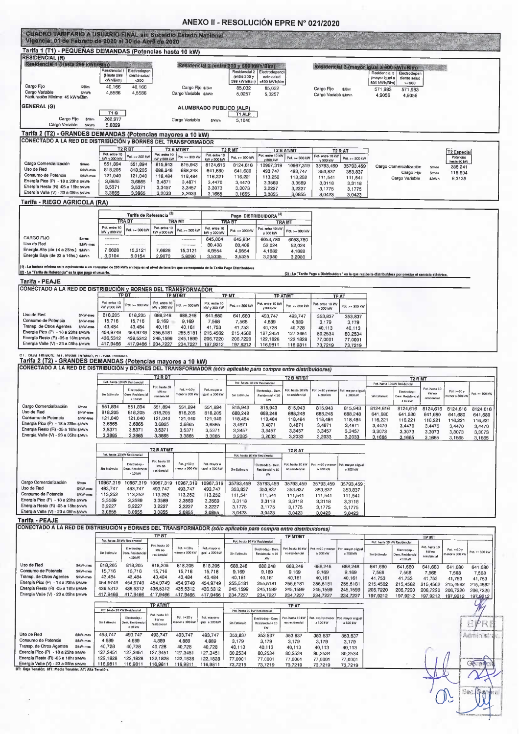# ANEXO II - RESOLUCIÓN EPRE N° 021/2020

## CUADRO TARIFARIO A USUARIO FINAL sin Subsidio Estado Nacional
**Vigencia: 01 de Febrero de 2020 al 30 de Abril de 2020**

## Tarifa 1 (T1) - PEQUEÑAS DEMANDAS (Potencias hasta 10 kW)

### RESIDENCIAL (R)

**Residencial 1 (Hasta 299 kWh/Bim)**

| | | Residencial 1 (Hasta 299 kWh/Bim) | Electrodependiente salud <300 |
|---|---|---|---|
| Cargo Fijo | $/Bim | 40,166 | 40,166 |
| Cargo Variable | $/kWh | 4,5586 | 4,5586 |

Facturación Mínima: 45 kWh/Bim

**Residencial 2 (entre 300 y 599 kWh/Bim)**

| | | Residencial 2 (entre 300 y 599 kWh/Bim) | Electrodependiente salud <600 kWh/bim |
|---|---|---|---|
| Cargo Fijo | $/Bim | 85,032 | 85,032 |
| Cargo Variable | $/kWh | 5,0257 | 5,0257 |

**Residencial 3 (mayor igual a 600 kWh/Bim)**

| | | Residencial 3 (mayor igual a 600 kWh/Bim) | Electrodependiente salud >=600 |
|---|---|---|---|
| Cargo Fijo | $/Bim | 571,983 | 571,983 |
| Cargo Variable | $/kWh | 4,9056 | 4,9056 |

### GENERAL (G)

| | | T1 G |
|---|---|---|
| Cargo Fijo | $/Bim | 262,977 |
| Cargo Variable | $/kWh | 5,8829 |

### ALUMBRADO PUBLICO (ALP)

| | | T1 ALP |
|---|---|---|
| Cargo Variable | $/kWh | 5,1040 |

## Tarifa 2 (T2) - GRANDES DEMANDAS (Potencias mayores a 10 kW)

**CONECTADO A LA RED DE DISTRIBUCIÓN y BORNES DEL TRANSFORMADOR**

| | | T2 R BT | | T2 B MT/BT | | T2 R MT | | T2 B AT/MT | | T2 R AT | |
|---|---|---|---|---|---|---|---|---|---|---|---|
| | | Pot. entre 10 kW y 300 kW | Pot. >= 300 kW | Pot. entre 10 kW y 300 kW | Pot. >= 300 kW | Pot. entre 10 kW y 300 kW | Pot. >= 300 kW | Pot. entre 10 kW y 300 kW | Pot. >= 300 kW | Pot. entre 10 kW y 300 kW | Pot. >= 300 kW |
| Cargo Comercialización | $/mes | 551,894 | 551,894 | 815,943 | 815,943 | 8124,616 | 8124,616 | 10967,319 | 10967,319 | 35793,459 | 35793,459 |
| Uso de Red | $/kW-mes | 818,205 | 818,205 | 688,248 | 688,248 | 641,680 | 641,680 | 493,747 | 493,747 | 353,837 | 353,837 |
| Consumo de Potencia | $/kW-mes | 121,040 | 121,040 | 118,484 | 118,484 | 116,221 | 116,221 | 113,252 | 113,252 | 111,541 | 111,541 |
| Energía Pico (P) - 18 a 23hs | $/kWh | 3,6865 | 3,6865 | 3,4871 | 3,4871 | 3,4470 | 3,4470 | 3,3589 | 3,3589 | 3,3118 | 3,3118 |
| Energía Resto (R) -05 a 18hs | $/kWh | 3,5371 | 3,5371 | 3,3457 | 3,3457 | 3,3073 | 3,3073 | 3,2227 | 3,2227 | 3,1775 | 3,1775 |
| Energía Valle (V) - 23 a 05hs | $/kWh | 3,3865 | 3,3865 | 3,2033 | 3,2033 | 3,1665 | 3,1665 | 3,0855 | 3,0855 | 3,0423 | 3,0423 |

| | | T2 Especial Potencias hasta 50 kW |
|---|---|---|
| Cargo Comercialización | $/mes | 288,241 |
| Cargo Fijo | $/mes | 118,604 |
| Cargo Variable | $/kWh | 6,3135 |

## Tarifa - RIEGO AGRICOLA (RA)

| | | Tarifa de Referencia (2) | | | | Pago DISTRIBUIDORA (3) | | | |
|---|---|---|---|---|---|---|---|---|---|
| | | TRA BT | | TRA MT | | TRA BT | | TRA MT | |
| | | Pot. entre 10 kW y 300 kW | Pot. >= 300 kW | Pot. entre 10 kW y 300 kW | Pot. >= 300 kW | Pot. entre 10 kW y 300 kW | Pot. >= 300 kW | Pot. entre 10 kW y 300 kW | Pot. >= 300 kW |
| CARGO FIJO | $/mes | --------- | --------- | --------- | --------- | 645,804 | 645,804 | 6053,780 | 6053,780 |
| Uso de Red | $/kW-mes | --------- | --------- | --------- | --------- | 80,408 | 80,408 | 52,024 | 52,024 |
| Energía Alta (de 14 a 23hs.) | $/kWh | 7,6628 | 15,3121 | 7,6628 | 15,3121 | 4,9554 | 4,9554 | 4,1682 | 4,1682 |
| Energía Baja (de 23 a 14hs.) | $/kWh | 3,0104 | 6,0154 | 2,9070 | 5,8090 | 3,5335 | 3,5335 | 3,2980 | 3,2980 |

(1) - La factura mínima es la equivalente a un consumo de 250 kWh en baja en el nivel de tensión que corresponda de la Tarifa Pago Distribuidora
(2) - La "Tarifa de Referencia" es la que paga el usuario.
(3) - La "Tarifa Pago a Distribuidora" es la que recibe la distribuidora por prestar el servicio eléctrico.

## Tarifa - PEAJE

**CONECTADO A LA RED DE DISTRIBUCIÓN y BORNES DEL TRANSFORMADOR**

| | | TP BT | | TP MT/BT | | TP MT | | TP AT/MT | | TP AT | |
|---|---|---|---|---|---|---|---|---|---|---|---|
| | | Pot. entre 10 kW y 300 kW | Pot. >= 300 kW | Pot. entre 10 kW y 300 kW | Pot. >= 300 kW | Pot. entre 10 kW y 300 kW | Pot. >= 300 kW | Pot. entre 10 kW y 300 kW | Pot. >= 300 kW | Pot. entre 10 kW y 300 kW | Pot. >= 300 kW |
| Uso de Red | $/kW-mes | 818,205 | 818,205 | 688,248 | 688,248 | 641,680 | 641,680 | 493,747 | 493,747 | 353,837 | 353,837 |
| Consumo de Potencia | $/kW-mes | 15,716 | 15,716 | 9,169 | 9,169 | 7,568 | 7,568 | 4,889 | 4,889 | 3,179 | 3,179 |
| Transp. de Otros Agentes | $/kW-mes | 43,484 | 43,484 | 40,161 | 40,161 | 41,753 | 41,753 | 40,728 | 40,728 | 40,113 | 40,113 |
| Energía Pico (P) - 18 a 23hs | $/MWh | 454,9749 | 454,9749 | 255,5181 | 255,5181 | 215,4562 | 215,4562 | 127,3451 | 127,3451 | 80,2534 | 80,2534 |
| Energía Resto (R) -05 a 18hs | $/MWh | 436,5312 | 436,5312 | 245,1599 | 245,1599 | 206,7220 | 206,7220 | 122,1828 | 122,1828 | 77,0001 | 77,0001 |
| Energía Valle (V) - 23 a 05hs | $/MWh | 417,9466 | 417,9466 | 234,7227 | 234,7227 | 197,9212 | 197,9212 | 116,9811 | 116,9811 | 73,7219 | 73,7219 |

BT: Baja Tensión; MT: Media Tensión; AT: Alta Tensión.

## Tarifa 2 (T2) - GRANDES DEMANDAS (Potencias mayores a 10 kW)

**CONECTADO A LA RED DE DISTRIBUCIÓN y BORNES DEL TRANSFORMADOR** *(sólo aplicable para compra entre distribuidores)*

| | | T2 R BT | | | | | T2 B MT/BT | | | | | T2 R MT | | | | |
|---|---|---|---|---|---|---|---|---|---|---|---|---|---|---|---|---|
| | | Pot. hasta 10 kW Residencial | | Pot. hasta 10 kW no residencial | Pot. >=10 y menor a 300 kW | Pot. mayor o igual a 300 kW | Pot. hasta 10 kW Residencial | | Pot. hasta 10 kW no residencial | Pot. >=10 y menor a 300 kW | Pot. mayor o igual a 300 kW | Pot. hasta 10 kW Residencial | | Pot. hasta 10 kW no residencial | Pot. >=10 y menor a 300 kW | Pot. >= 300 kW |
| | | Sin Estímulo | Electrodep.- Dem. Residencial < 10 kW | | | | Sin Estímulo | Electrodep.- Dem. Residencial < 10 kW | | | | Sin Estímulo | Electrodep.- Dem. Residencial < 10 kW | | | |
| Cargo Comercialización | $/mes | 551,894 | 551,894 | 551,894 | 551,894 | 551,894 | 815,943 | 815,943 | 815,943 | 815,943 | 815,943 | 8124,616 | 8124,616 | 8124,616 | 8124,616 | 8124,616 |
| Uso de Red | $/kW-mes | 818,205 | 818,205 | 818,205 | 818,205 | 818,205 | 688,248 | 688,248 | 688,248 | 688,248 | 688,248 | 641,680 | 641,680 | 641,680 | 641,680 | 641,680 |
| Consumo de Potencia | $/kW-mes | 121,040 | 121,040 | 121,040 | 121,040 | 121,040 | 118,484 | 118,484 | 118,484 | 118,484 | 118,484 | 116,221 | 116,221 | 116,221 | 116,221 | 116,221 |
| Energía Pico (P) - 18 a 23hs | $/kWh | 3,6865 | 3,6865 | 3,6865 | 3,6865 | 3,6865 | 3,4871 | 3,4871 | 3,4871 | 3,4871 | 3,4871 | 3,4470 | 3,4470 | 3,4470 | 3,4470 | 3,4470 |
| Energía Resto (R) -05 a 18hs | $/kWh | 3,5371 | 3,5371 | 3,5371 | 3,5371 | 3,5371 | 3,3457 | 3,3457 | 3,3457 | 3,3457 | 3,3457 | 3,3073 | 3,3073 | 3,3073 | 3,3073 | 3,3073 |
| Energía Valle (V) - 23 a 05hs | $/kWh | 3,3865 | 3,3865 | 3,3865 | 3,3865 | 3,3865 | 3,2033 | 3,2033 | 3,2033 | 3,2033 | 3,2033 | 3,1665 | 3,1665 | 3,1665 | 3,1665 | 3,1665 |

| | | T2 B AT/MT | | | | | T2 R AT | | | | |
|---|---|---|---|---|---|---|---|---|---|---|---|
| | | Pot. hasta 10 kW Residencial | | Pot. hasta 10 kW no residencial | Pot. >=10 y menor a 300 kW | Pot. mayor o igual a 300 kW | Pot. hasta 10 kW Residencial | | Pot. hasta 10 kW no residencial | Pot. >=10 y menor a 300 kW | Pot. mayor o igual a 300 kW |
| | | Sin Estímulo | Electrodep.- Dem. Residencial < 10 kW | | | | Sin Estímulo | Electrodep.- Dem. Residencial < 10 kW | | | |
| Cargo Comercialización | $/mes | 10967,319 | 10967,319 | 10967,319 | 10967,319 | 10967,319 | 35793,459 | 35793,459 | 35793,459 | 35793,459 | 35793,459 |
| Uso de Red | $/kW-mes | 493,747 | 493,747 | 493,747 | 493,747 | 493,747 | 353,837 | 353,837 | 353,837 | 353,837 | 353,837 |
| Consumo de Potencia | $/kW-mes | 113,252 | 113,252 | 113,252 | 113,252 | 113,252 | 111,541 | 111,541 | 111,541 | 111,541 | 111,541 |
| Energía Pico (P) - 18 a 23hs | $/kWh | 3,3589 | 3,3589 | 3,3589 | 3,3589 | 3,3589 | 3,3118 | 3,3118 | 3,3118 | 3,3118 | 3,3118 |
| Energía Resto (R) -05 a 18hs | $/kWh | 3,2227 | 3,2227 | 3,2227 | 3,2227 | 3,2227 | 3,1775 | 3,1775 | 3,1775 | 3,1775 | 3,1775 |
| Energía Valle (V) - 23 a 05hs | $/kWh | 3,0855 | 3,0855 | 3,0855 | 3,0855 | 3,0855 | 3,0423 | 3,0423 | 3,0423 | 3,0423 | 3,0423 |

## Tarifa - PEAJE

**CONECTADO A LA RED DE DISTRIBUCIÓN y BORNES DEL TRANSFORMADOR** *(sólo aplicable para compra entre distribuidores)*

| | | TP BT | | | | | TP MT/BT | | | | | TP MT | | | | |
|---|---|---|---|---|---|---|---|---|---|---|---|---|---|---|---|---|
| | | Pot. hasta 10 kW Residencial | | Pot. hasta 10 kW no residencial | Pot. >=10 y menor a 300 kW | Pot. mayor o igual a 300 kW | Pot. hasta 10 kW Residencial | | Pot. hasta 10 kW no residencial | Pot. >=10 y menor a 300 kW | Pot. mayor o igual a 300 kW | Pot. hasta 10 kW Residencial | | Pot. hasta 10 kW no residencial | Pot. >=10 y menor a 300 kW | Pot. >= 300 kW |
| | | Sin Estímulo | Electrodep.- Dem. Residencial < 10 kW | | | | Sin Estímulo | Electrodep.- Dem. Residencial < 10 kW | | | | Sin Estímulo | Electrodep.- Dem. Residencial < 10 kW | | | |
| Uso de Red | $/kW-mes | 818,205 | 818,205 | 818,205 | 818,205 | 818,205 | 688,248 | 688,248 | 688,248 | 688,248 | 688,248 | 641,680 | 641,680 | 641,680 | 641,680 | 641,680 |
| Consumo de Potencia | $/kW-mes | 15,716 | 15,716 | 15,716 | 15,716 | 15,716 | 9,169 | 9,169 | 9,169 | 9,169 | 9,169 | 7,568 | 7,568 | 7,568 | 7,568 | 7,568 |
| Transp. de Otros Agentes | $/kW-mes | 43,484 | 43,484 | 43,484 | 43,484 | 43,484 | 40,161 | 40,161 | 40,161 | 40,161 | 40,161 | 41,753 | 41,753 | 41,753 | 41,753 | 41,753 |
| Energía Pico (P) - 18 a 23hs | $/MWh | 454,9749 | 454,9749 | 454,9749 | 454,9749 | 454,9749 | 255,5181 | 255,5181 | 255,5181 | 255,5181 | 255,5181 | 215,4562 | 215,4562 | 215,4562 | 215,4562 | 215,4562 |
| Energía Resto (R) -05 a 18hs | $/MWh | 436,5312 | 436,5312 | 436,5312 | 436,5312 | 436,5312 | 245,1599 | 245,1599 | 245,1599 | 245,1599 | 245,1599 | 206,7220 | 206,7220 | 206,7220 | 206,7220 | 206,7220 |
| Energía Valle (V) - 23 a 05hs | $/MWh | 417,9466 | 417,9466 | 417,9466 | 417,9466 | 417,9466 | 234,7227 | 234,7227 | 234,7227 | 234,7227 | 234,7227 | 197,9212 | 197,9212 | 197,9212 | 197,9212 | 197,9212 |

| | | TP AT/MT | | | | | TP AT | | | | |
|---|---|---|---|---|---|---|---|---|---|---|---|
| | | Pot. hasta 10 kW Residencial | | Pot. hasta 10 kW no residencial | Pot. >=10 y menor a 300 kW | Pot. mayor o igual a 300 kW | Pot. hasta 10 kW Residencial | | Pot. hasta 10 kW no residencial | Pot. >=10 y menor a 300 kW | Pot. mayor o igual a 300 kW |
| | | Sin Estímulo | Electrodep.- Dem. Residencial < 10 kW | | | | Sin Estímulo | Electrodep.- Dem. Residencial < 10 kW | | | |
| Uso de Red | $/kW-mes | 493,747 | 493,747 | 493,747 | 493,747 | 493,747 | 353,837 | 353,837 | 353,837 | 353,837 | 353,837 |
| Consumo de Potencia | $/kW-mes | 4,889 | 4,889 | 4,889 | 4,889 | 4,889 | 3,179 | 3,179 | 3,179 | 3,179 | 3,179 |
| Transp. de Otros Agentes | $/kW-mes | 40,728 | 40,728 | 40,728 | 40,728 | 40,728 | 40,113 | 40,113 | 40,113 | 40,113 | 40,113 |
| Energía Pico (P) - 18 a 23hs | $/MWh | 127,3451 | 127,3451 | 127,3451 | 127,3451 | 127,3451 | 80,2534 | 80,2534 | 80,2534 | 80,2534 | 80,2534 |
| Energía Resto (R) -05 a 18hs | $/MWh | 122,1828 | 122,1828 | 122,1828 | 122,1828 | 122,1828 | 77,0001 | 77,0001 | 77,0001 | 77,0001 | 77,0001 |
| Energía Valle (V) - 23 a 05hs | $/MWh | 116,9811 | 116,9811 | 116,9811 | 116,9811 | 116,9811 | 73,7219 | 73,7219 | 73,7219 | 73,7219 | 73,7219 |

BT: Baja Tensión; MT: Media Tensión; AT: Alta Tensión.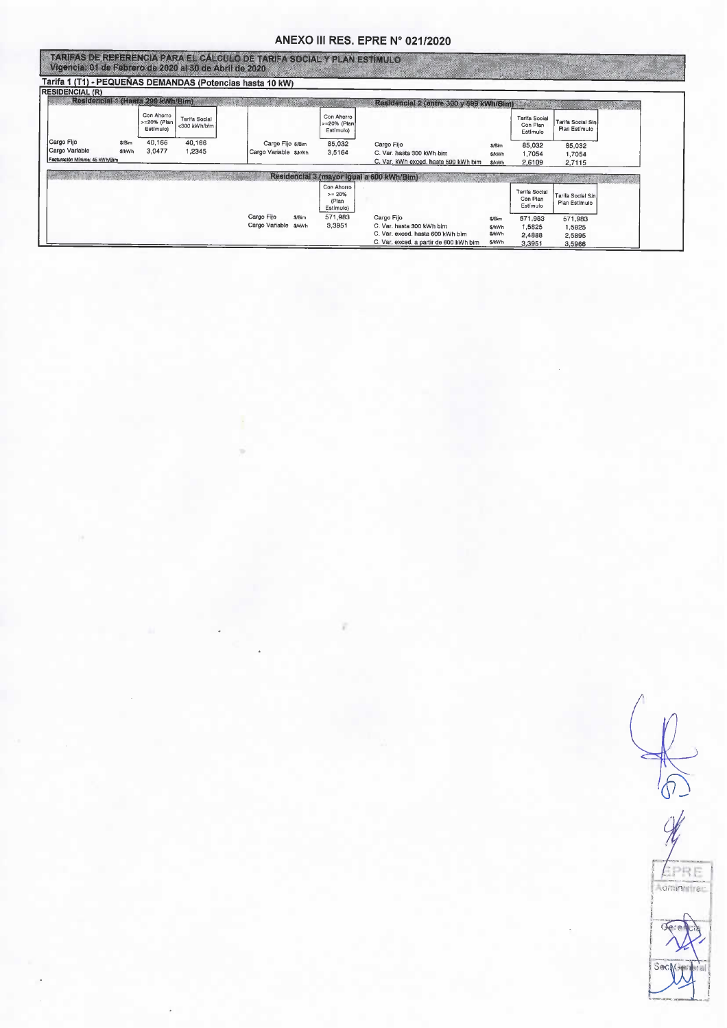# ANEXO III RES. EPRE N° 021/2020

**TARIFAS DE REFERENCIA PARA EL CÁLCULO DE TARIFA SOCIAL Y PLAN ESTÍMULO**
**Vigencia: 01 de Febrero de 2020 al 30 de Abril de 2020**

## Tarifa 1 (T1) - PEQUEÑAS DEMANDAS (Potencias hasta 10 kW)

**RESIDENCIAL (R)**

### Residencial 1 (Hasta 299 kWh/Bim)

| | | Con Ahorro >=20% (Plan Estímulo) | Tarifa Social <300 kWh/bim |
|---|---|---|---|
| Cargo Fijo | $/Bim | 40,166 | 40,166 |
| Cargo Variable | $/kWh | 3,0477 | 1,2345 |

Facturación Mínima: 45 KWh/Bim

### Residencial 2 (entre 300 y 599 kWh/Bim)

| | | Con Ahorro >=20% (Plan Estímulo) |
|---|---|---|
| Cargo Fijo | $/Bim | 85,032 |
| Cargo Variable | $/kWh | 3,5164 |

| | | Tarifa Social Con Plan Estímulo | Tarifa Social Sin Plan Estímulo |
|---|---|---|---|
| Cargo Fijo | $/Bim | 85,032 | 85,032 |
| C. Var. hasta 300 kWh bim | $/kWh | 1,7054 | 1,7054 |
| C. Var. kWh exced. hasta 599 kWh bim | $/kWh | 2,6109 | 2,7115 |

### Residencial 3 (mayor igual a 600 kWh/Bim)

| | | Con Ahorro >= 20% (Plan Estímulo) |
|---|---|---|
| Cargo Fijo | $/Bim | 571,983 |
| Cargo Variable | $/kWh | 3,3951 |

| | | Tarifa Social Con Plan Estímulo | Tarifa Social Sin Plan Estímulo |
|---|---|---|---|
| Cargo Fijo | $/Bim | 571,983 | 571,983 |
| C. Var. hasta 300 kWh bim | $/kWh | 1,5825 | 1,5825 |
| C. Var. exced. hasta 600 kWh bim | $/kWh | 2,4888 | 2,5895 |
| C. Var. exced. a partir de 600 kWh bim | $/kWh | 3,3951 | 3,5966 |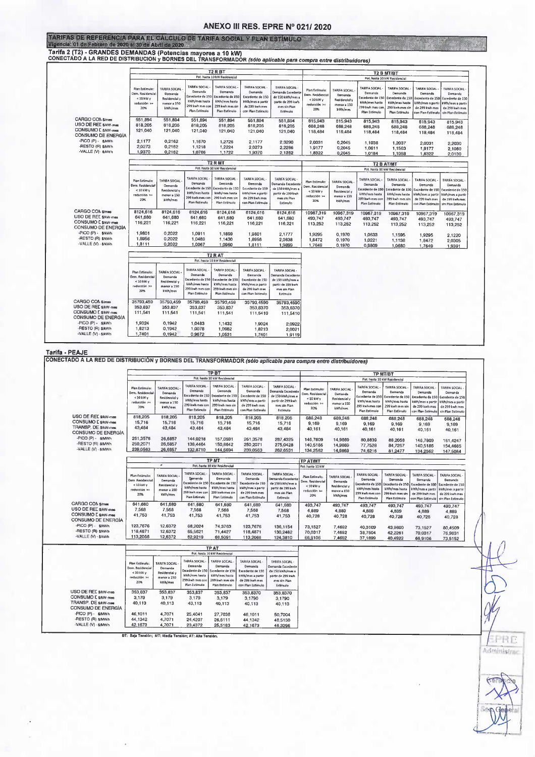# ANEXO III RES. EPRE Nº 021/ 2020

**TARIFAS DE REFERENCIA PARA EL CALCULO DE TARIFA SOCIAL Y PLAN ESTIMULO**
**Vigencia: 01 de Febrero de 2020 al 30 de Abril de 2020**

## Tarifa 2 (T2) - GRANDES DEMANDAS (Potencias mayores a 10 kW)

**CONECTADO A LA RED DE DISTRIBUCION y BORNES DEL TRANSFORMADOR** *(sólo aplicable para compra entre distribuidores)*

| | T2 R BT (Pot. hasta 10 kW Residencial) | | | | | | T2 B MT/BT (Pot. hasta 10 kW Residencial) | | | | | |
|---|---|---|---|---|---|---|---|---|---|---|---|---|
| | Plan Estimulo: Dem. Residencial < 10 kW y reducción >= 20% | TARIFA SOCIAL - Demanda Residencial y menor a 150 kWh/mes | TARIFA SOCIAL - Demanda Excedente de 150 kWh/mes hasta 299 kwh mes con Plan Estimulo | TARIFA SOCIAL - Demanda Excedente de 150 kWh/mes hasta 299 kwh mes sin Plan Estimulo | TARIFA SOCIAL - Demanda Excedente de 150 kWh/mes a partir de 299 kwh mes con Plan Estimulo | TARIFA SOCIAL - Demanda Excedente de 150 kWh/mes a partir de 299 kwh mes sin Plan Estimulo | Plan Estimulo: Dem. Residencial < 10 kW y reducción >= 20% | TARIFA SOCIAL - Demanda Residencial y menor a 150 kWh/mes | TARIFA SOCIAL - Demanda Excedente de 150 kWh/mes hasta 299 kwh mes con Plan Estimulo | TARIFA SOCIAL - Demanda Excedente de 150 kWh/mes hasta 299 kwh mes sin Plan Estimulo | TARIFA SOCIAL - Demanda Excedente de 150 kWh/mes a partir de 299 kwh mes con Plan Estimulo | TARIFA SOCIAL - Demanda Excedente de 150 kWh/mes a partir de 299 kwh mes sin Plan Estimulo |
| CARGO COM $/mes | 551,894 | 551,894 | 551,894 | 551,894 | 551,894 | 551,894 | 815,943 | 815,943 | 815,943 | 815,943 | 815,943 | 815,943 |
| USO DE RED $/kW-mes | 818,205 | 818,205 | 818,205 | 818,205 | 818,205 | 818,205 | 688,248 | 688,248 | 688,248 | 688,248 | 688,248 | 688,248 |
| CONSUMO D $/kW-mes | 121,040 | 121,040 | 121,040 | 121,040 | 121,040 | 121,040 | 118,484 | 118,484 | 118,484 | 118,484 | 118,484 | 118,484 |
| CONSUMO DE ENERGIA | | | | | | | | | | | | |
| -PICO (P) - $/kWh | 2,1177 | 0,2162 | 1,1670 | 1,2726 | 2,1177 | 2,3290 | 2,0031 | 0,2045 | 1,1038 | 1,2037 | 2,0031 | 2,2030 |
| -RESTO (R) $/kWh | 2,0273 | 0,2162 | 1,1218 | 1,2224 | 2,0273 | 2,2286 | 1,9177 | 0,2045 | 1,0611 | 1,1563 | 1,9177 | 2,1080 |
| -VALLE (V) - $/kWh | 1,9370 | 0,2162 | 1,0766 | 1,1722 | 1,9370 | 2,1282 | 1,8322 | 0,2045 | 1,0184 | 1,1088 | 1,8322 | 2,0130 |

| | T2 R MT (Pot. hasta 10 kW Residencial) | | | | | | T2 B AT/MT (Pot. hasta 10 kW Residencial) | | | | | |
|---|---|---|---|---|---|---|---|---|---|---|---|---|
| | Plan Estimulo: Dem. Residencial < 10 kW y reducción >= 20% | TARIFA SOCIAL - Demanda Residencial y menor a 150 kWh/mes | TARIFA SOCIAL - Demanda Excedente de 150 kWh/mes hasta 299 kwh mes con Plan Estimulo | TARIFA SOCIAL - Demanda Excedente de 150 kWh/mes hasta 299 kwh mes sin Plan Estimulo | TARIFA SOCIAL - Demanda Excedente de 150 kWh/mes a partir de 299 kwh mes con Plan Estimulo | TARIFA SOCIAL - Demanda Excedente de 150 kWh/mes a partir de 299 kwh mes sin Plan Estimulo | Plan Estimulo: Dem. Residencial < 10 kW y reducción >= 20% | TARIFA SOCIAL - Demanda Residencial y menor a 150 kWh/mes | TARIFA SOCIAL - Demanda Excedente de 150 kWh/mes hasta 299 kwh mes con Plan Estimulo | TARIFA SOCIAL - Demanda Excedente de 150 kWh/mes hasta 299 kwh mes sin Plan Estimulo | TARIFA SOCIAL - Demanda Excedente de 150 kWh/mes a partir de 299 kwh mes con Plan Estimulo | TARIFA SOCIAL - Demanda Excedente de 150 kWh/mes a partir de 299 kwh mes sin Plan Estimulo |
| CARGO COM $/mes | 8124,616 | 8124,616 | 8124,616 | 8124,616 | 8124,616 | 8124,616 | 10967,319 | 10967,319 | 10967,319 | 10967,319 | 10967,319 | 10967,319 |
| USO DE RED $/kW-mes | 641,680 | 641,680 | 641,680 | 641,680 | 641,680 | 641,680 | 493,747 | 493,747 | 493,747 | 493,747 | 493,747 | 493,747 |
| CONSUMO D $/kW-mes | 116,221 | 116,221 | 116,221 | 116,221 | 116,221 | 116,221 | 113,252 | 113,252 | 113,252 | 113,252 | 113,252 | 113,252 |
| CONSUMO DE ENERGIA | | | | | | | | | | | | |
| -PICO (P) - $/kWh | 1,9801 | 0,2022 | 1,0911 | 1,1899 | 1,9801 | 2,1777 | 1,9295 | 0,1970 | 1,0633 | 1,1595 | 1,9295 | 2,1220 |
| -RESTO (R) $/kWh | 1,8956 | 0,2022 | 1,0489 | 1,1430 | 1,8956 | 2,0838 | 1,8472 | 0,1970 | 1,0221 | 1,1138 | 1,8472 | 2,0305 |
| -VALLE (V) - $/kWh | 1,8111 | 0,2022 | 1,0067 | 1,0960 | 1,8111 | 1,9899 | 1,7649 | 0,1970 | 0,9809 | 1,0680 | 1,7649 | 1,9391 |

| | T2 R AT (Pot. hasta 10 kW Residencial) | | | | | |
|---|---|---|---|---|---|---|
| | Plan Estimulo: Dem. Residencial < 10 kW y reducción >= 20% | TARIFA SOCIAL - Demanda Residencial y menor a 150 kWh/mes | TARIFA SOCIAL - Demanda Excedente de 150 kWh/mes hasta 299 kwh mes con Plan Estimulo | TARIFA SOCIAL - Demanda Excedente de 150 kWh/mes hasta 299 kwh mes sin Plan Estimulo | TARIFA SOCIAL - Demanda Excedente de 150 kWh/mes a partir de 299 kwh mes con Plan Estimulo | TARIFA SOCIAL - Demanda Excedente de 150 kWh/mes a partir de 299 kwh mes sin Plan Estimulo |
| CARGO COM $/mes | 35793,459 | 35793,459 | 35793,459 | 35793,459 | 35793,459 | 35793,4590 |
| USO DE RED $/kW-mes | 353,837 | 353,837 | 353,837 | 353,837 | 353,8370 | 353,8370 |
| CONSUMO D $/kW-mes | 111,541 | 111,541 | 111,541 | 111,541 | 111,5410 | 111,5410 |
| CONSUMO DE ENERGIA | | | | | | |
| -PICO (P) - $/kWh | 1,9024 | 0,1942 | 1,0483 | 1,1432 | 1,9024 | 2,0922 |
| -RESTO (R) $/kWh | 1,8213 | 0,1942 | 1,0078 | 1,0982 | 1,8213 | 2,0021 |
| -VALLE (V) - $/kWh | 1,7401 | 0,1942 | 0,9672 | 1,0531 | 1,7401 | 1,9119 |

## Tarifa - PEAJE

**CONECTADO A LA RED DE DISTRIBUCIÓN y BORNES DEL TRANSFORMADOR** *(sólo aplicable para compra entre distribuidores)*

| | TP BT (Pot. hasta 10 kW Residencial) | | | | | | TP MT/BT (Pot. hasta 10 kW Residencial) | | | | | |
|---|---|---|---|---|---|---|---|---|---|---|---|---|
| | Plan Estimulo: Dem. Residencial < 10 kW y reducción >= 20% | TARIFA SOCIAL - Demanda Residencial y menor a 150 kWh/mes | TARIFA SOCIAL - Demanda Excedente de 150 kWh/mes hasta 299 kwh mes con Plan Estimulo | TARIFA SOCIAL - Demanda Excedente de 150 kWh/mes hasta 299 kwh mes sin Plan Estimulo | TARIFA SOCIAL - Demanda Excedente de 150 kWh/mes a partir de 299 kwh mes con Plan Estimulo | TARIFA SOCIAL - Demanda Excedente de 150 kWh/mes a partir de 299 kwh mes sin Plan Estimulo | Plan Estimulo: Dem. Residencial < 10 kW y reducción >= 20% | TARIFA SOCIAL - Demanda Residencial y menor a 150 kWh/mes | TARIFA SOCIAL - Demanda Excedente de 150 kWh/mes hasta 299 kwh mes con Plan Estimulo | TARIFA SOCIAL - Demanda Excedente de 150 kWh/mes hasta 299 kwh mes sin Plan Estimulo | TARIFA SOCIAL - Demanda Excedente de 150 kWh/mes a partir de 299 kwh mes con Plan Estimulo | TARIFA SOCIAL - Demanda Excedente de 150 kWh/mes a partir de 299 kwh mes sin Plan Estimulo |
| USO DE RED $/kW-mes | 818,205 | 818,205 | 818,205 | 818,205 | 818,205 | 818,205 | 688,248 | 688,248 | 688,248 | 688,248 | 688,248 | 688,248 |
| CONSUMO D $/kW-mes | 15,716 | 15,716 | 15,716 | 15,716 | 15,716 | 15,716 | 9,169 | 9,169 | 9,169 | 9,169 | 9,169 | 9,169 |
| TRANSP. DE $/kW-mes | 43,484 | 43,484 | 43,484 | 43,484 | 43,484 | 43,484 | 40,161 | 40,161 | 40,161 | 40,161 | 40,161 | 40,161 |
| CONSUMO DE ENERGIA | | | | | | | | | | | | |
| -PICO (P) - $/MWh | 261,3578 | 26,6857 | 144,0218 | 157,0591 | 261,3578 | 287,4325 | 146,7609 | 14,9869 | 80,8839 | 88,2058 | 146,7609 | 161,4247 |
| -RESTO (R) $/MWh | 250,2071 | 26,6857 | 138,4464 | 150,8642 | 250,2071 | 275,0428 | 140,5186 | 14,9869 | 77,7628 | 84,7257 | 140,5186 | 154,4665 |
| -VALLE (V) - $/MWh | 239,0563 | 26,6857 | 132,8710 | 144,6694 | 239,0563 | 262,6531 | 134,2562 | 14,9869 | 74,6216 | 81,2477 | 134,2562 | 147,5084 |

| | TP MT (Pot. hasta 10 kW Residencial) | | | | | | TP AT/MT (Pot. hasta 10 kW) | | | | | |
|---|---|---|---|---|---|---|---|---|---|---|---|---|
| | Plan Estimulo: Dem. Residencial < 10 kW y reducción >= 20% | TARIFA SOCIAL - Demanda Residencial y menor a 150 kWh/mes | TARIFA SOCIAL - Demanda Excedente de 150 kWh/mes hasta 299 kwh mes con Plan Estimulo | TARIFA SOCIAL - Demanda Excedente de 150 kWh/mes hasta 299 kwh mes sin Plan Estimulo | TARIFA SOCIAL - Demanda Excedente de 150 kWh/mes a partir de 299 kwh mes con Plan Estimulo | TARIFA SOCIAL - Demanda Excedente de 150 kWh/mes a partir de 299 kwh mes sin Plan Estimulo | Plan Estimulo: Dem. Residencial < 10 kW y reducción >= 20% | TARIFA SOCIAL - Demanda Residencial y menor a 150 kWh/mes | TARIFA SOCIAL - Demanda Excedente de 150 kWh/mes hasta 299 kwh mes con Plan Estimulo | TARIFA SOCIAL - Demanda Excedente de 150 kWh/mes hasta 299 kwh mes sin Plan Estimulo | TARIFA SOCIAL - Demanda Excedente de 150 kWh/mes a partir de 299 kwh mes con Plan Estimulo | TARIFA SOCIAL - Demanda Excedente de 150 kWh/mes a partir de 299 kwh mes sin Plan Estimulo |
| CARGO COM $/mes | 641,680 | 641,680 | 641,680 | 641,680 | 641,680 | 641,680 | 493,747 | 493,747 | 493,747 | 493,747 | 493,747 | 493,747 |
| USO DE RED $/kW-mes | 7,568 | 7,568 | 7,568 | 7,568 | 7,568 | 7,568 | 4,889 | 4,889 | 4,889 | 4,889 | 4,889 | 4,889 |
| CONSUMO D $/kW-mes | 41,753 | 41,753 | 41,753 | 41,753 | 41,753 | 41,753 | 40,728 | 40,728 | 40,728 | 40,728 | 40,728 | 40,728 |
| CONSUMO DE ENERGIA | | | | | | | | | | | | |
| -PICO (P) - $/kWh | 123,7676 | 12,6372 | 68,2024 | 74,3763 | 123,7676 | 136,1154 | 73,1527 | 7,4692 | 40,3109 | 43,9600 | 73,1527 | 80,4509 |
| -RESTO (R) $/kWh | 118,4871 | 12,6372 | 65,5621 | 71,4427 | 118,4871 | 130,2462 | 70,0317 | 7,4692 | 38,7504 | 42,2261 | 70,0317 | 76,9831 |
| -VALLE (V) - $/kWh | 113,2066 | 12,6372 | 62,9219 | 68,5091 | 113,2066 | 124,3810 | 66,9106 | 7,4692 | 37,1899 | 40,4922 | 66,9106 | 73,5152 |

| | TP AT (Pot. hasta 10 kW Residencial) | | | | | |
|---|---|---|---|---|---|---|
| | Plan Estimulo: Dem. Residencial < 10 kW y reducción >= 20% | TARIFA SOCIAL - Demanda Residencial y menor a 150 kWh/mes | TARIFA SOCIAL - Demanda Excedente de 150 kWh/mes hasta 299 kwh mes con Plan Estimulo | TARIFA SOCIAL - Demanda Excedente de 150 kWh/mes hasta 299 kwh mes sin Plan Estimulo | TARIFA SOCIAL - Demanda Excedente de 150 kWh/mes a partir de 299 kwh mes con Plan Estimulo | TARIFA SOCIAL - Demanda Excedente de 150 kWh/mes a partir de 299 kwh mes sin Plan Estimulo |
| USO DE RED $/kW-mes | 353,837 | 353,837 | 353,837 | 353,837 | 353,8370 | 353,8370 |
| CONSUMO D $/kW-mes | 3,179 | 3,179 | 3,179 | 3,179 | 3,1790 | 3,1790 |
| TRANSP. DE $/kW-mes | 40,113 | 40,113 | 40,113 | 40,113 | 40,113 | 40,113 |
| CONSUMO DE ENERGIA | | | | | | |
| -PICO (P) - $/MWh | 46,1011 | 4,7071 | 25,4041 | 27,7036 | 46,1011 | 50,7004 |
| -RESTO (R) $/MWh | 44,1342 | 4,7071 | 24,4207 | 26,6111 | 44,1342 | 48,5150 |
| -VALLE (V) - $/MWh | 42,1673 | 4,7071 | 23,4372 | 25,5183 | 42,1673 | 46,3296 |

BT: Baja Tensión; MT: Media Tensión; AT: Alta Tensión.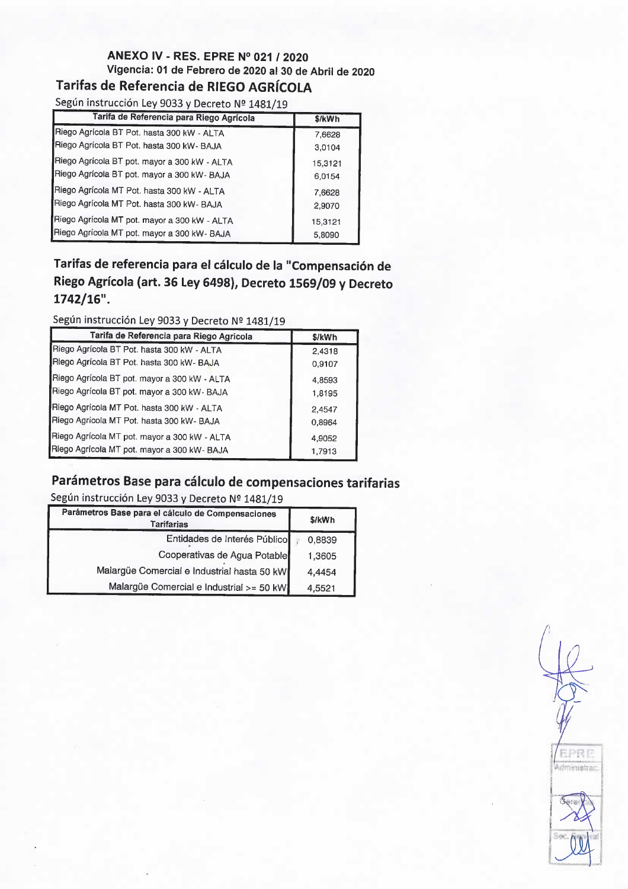**ANEXO IV - RES. EPRE Nº 021 / 2020**

**Vigencia: 01 de Febrero de 2020 al 30 de Abril de 2020**

## Tarifas de Referencia de RIEGO AGRÍCOLA

Según instrucción Ley 9033 y Decreto Nº 1481/19

| Tarifa de Referencia para Riego Agrícola | $/kWh |
|---|---|
| Riego Agrícola BT Pot. hasta 300 kW - ALTA | 7,6628 |
| Riego Agrícola BT Pot. hasta 300 kW- BAJA | 3,0104 |
| Riego Agrícola BT pot. mayor a 300 kW - ALTA | 15,3121 |
| Riego Agrícola BT pot. mayor a 300 kW- BAJA | 6,0154 |
| Riego Agrícola MT Pot. hasta 300 kW - ALTA | 7,6628 |
| Riego Agrícola MT Pot. hasta 300 kW- BAJA | 2,9070 |
| Riego Agrícola MT pot. mayor a 300 kW - ALTA | 15,3121 |
| Riego Agrícola MT pot. mayor a 300 kW- BAJA | 5,8090 |

## Tarifas de referencia para el cálculo de la "Compensación de Riego Agrícola (art. 36 Ley 6498), Decreto 1569/09 y Decreto 1742/16".

Según instrucción Ley 9033 y Decreto Nº 1481/19

| Tarifa de Referencia para Riego Agrícola | $/kWh |
|---|---|
| Riego Agrícola BT Pot. hasta 300 kW - ALTA | 2,4318 |
| Riego Agrícola BT Pot. hasta 300 kW- BAJA | 0,9107 |
| Riego Agrícola BT pot. mayor a 300 kW - ALTA | 4,8593 |
| Riego Agrícola BT pot. mayor a 300 kW- BAJA | 1,8195 |
| Riego Agrícola MT Pot. hasta 300 kW - ALTA | 2,4547 |
| Riego Agrícola MT Pot. hasta 300 kW- BAJA | 0,8964 |
| Riego Agrícola MT pot. mayor a 300 kW - ALTA | 4,9052 |
| Riego Agrícola MT pot. mayor a 300 kW- BAJA | 1,7913 |

## Parámetros Base para cálculo de compensaciones tarifarias

Según instrucción Ley 9033 y Decreto Nº 1481/19

| Parámetros Base para el cálculo de Compensaciones Tarifarias | $/kWh |
|---|---|
| Entidades de Interés Público | 0,8839 |
| Cooperativas de Agua Potable | 1,3605 |
| Malargüe Comercial e Industrial hasta 50 kW | 4,4454 |
| Malargüe Comercial e Industrial >= 50 kW | 4,5521 |

EPRE Administrac. Gerencia Sec. General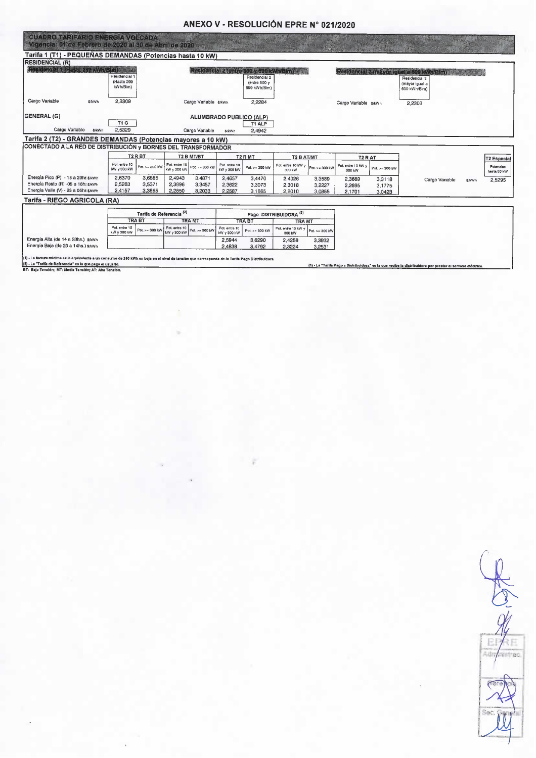# ANEXO V - RESOLUCIÓN EPRE N° 021/2020

**CUADRO TARIFARIO ENERGÍA VOLCADA**
**Vigencia: 01 de Febrero de 2020 al 30 de Abril de 2020**

## Tarifa 1 (T1) - PEQUEÑAS DEMANDAS (Potencias hasta 10 kW)

### RESIDENCIAL (R)

| | | Residencial 1 (Hasta 299 kWh/Bim) | Residencial 2 (entre 300 y 599 kWh/Bim) | Residencial 3 (mayor igual a 600 kWh/Bim) |
|---|---|---|---|---|
| Cargo Variable | $/kWh | 2,2309 | 2,2284 | 2,2303 |

### GENERAL (G)

| | | T1 G |
|---|---|---|
| Cargo Variable | $/kWh | 2,5329 |

### ALUMBRADO PUBLICO (ALP)

| | | T1 ALP |
|---|---|---|
| Cargo Variable | $/kWh | 2,4942 |

## Tarifa 2 (T2) - GRANDES DEMANDAS (Potencias mayores a 10 kW)

### CONECTADO A LA RED DE DISTRIBUCIÓN y BORNES DEL TRANSFORMADOR

| | T2 R BT | | T2 B MT/BT | | T2 R MT | | T2 B AT/MT | | T2 R AT | |
|---|---|---|---|---|---|---|---|---|---|---|
| | Pot. entre 10 kW y 300 kW | Pot. >= 300 kW | Pot. entre 10 kW y 300 kW | Pot. >= 300 kW | Pot. entre 10 kW y 300 kW | Pot. >= 300 kW | Pot. entre 10 kW y 300 kW | Pot. >= 300 kW | Pot. entre 10 kW y 300 kW | Pot. >= 300 kW |
| Energía Pico (P) - 18 a 23hs $/kWh | 2,6370 | 3,6865 | 2,4943 | 3,4871 | 2,4657 | 3,4470 | 2,4026 | 3,3589 | 2,3689 | 3,3118 |
| Energía Resto (R) - 05 a 18hs $/kWh | 2,5263 | 3,5371 | 2,3696 | 3,3457 | 2,3622 | 3,3073 | 2,3018 | 3,2227 | 2,2695 | 3,1775 |
| Energía Valle (V) - 23 a 05hs $/kWh | 2,4157 | 3,3865 | 2,2850 | 3,2033 | 2,2587 | 3,1665 | 2,2010 | 3,0855 | 2,1701 | 3,0423 |

| | | T2 Especial (Potencias hasta 50 kW) |
|---|---|---|
| Cargo Variable | $/kWh | 2,5295 |

## Tarifa - RIEGO AGRICOLA (RA)

| | Tarifa de Referencia [2] | | | | Pago DISTRIBUIDORA [3] | | | |
|---|---|---|---|---|---|---|---|---|
| | TRA BT | | TRA MT | | TRA BT | | TRA MT | |
| | Pot. entre 10 kW y 300 kW | Pot. >= 300 kW | Pot. entre 10 kW y 300 kW | Pot. >= 300 kW | Pot. entre 10 kW y 300 kW | Pot. >= 300 kW | Pot. entre 10 kW y 300 kW | Pot. >= 300 kW |
| Energía Alta (de 14 a 23hs.) $/kWh | | | | | 2,5944 | 3,6290 | 2,4258 | 3,3932 |
| Energía Baja (de 23 a 14hs.) $/kWh | | | | | 2,4838 | 3,4792 | 2,3224 | 3,2531 |

(1) - La factura mínima es la equivalente a un consumo de 250 kWh en baja en el nivel de tensión que corresponda de la Tarifa Pago Distribuidora

(2) - La "Tarifa de Referencia" es la que paga el usuario.

(3) - La "Tarifa Pago a Distribuidora" es la que recibe la distribuidora por prestar el servicio eléctrico.

BT: Baja Tensión; MT: Media Tensión; AT: Alta Tensión.